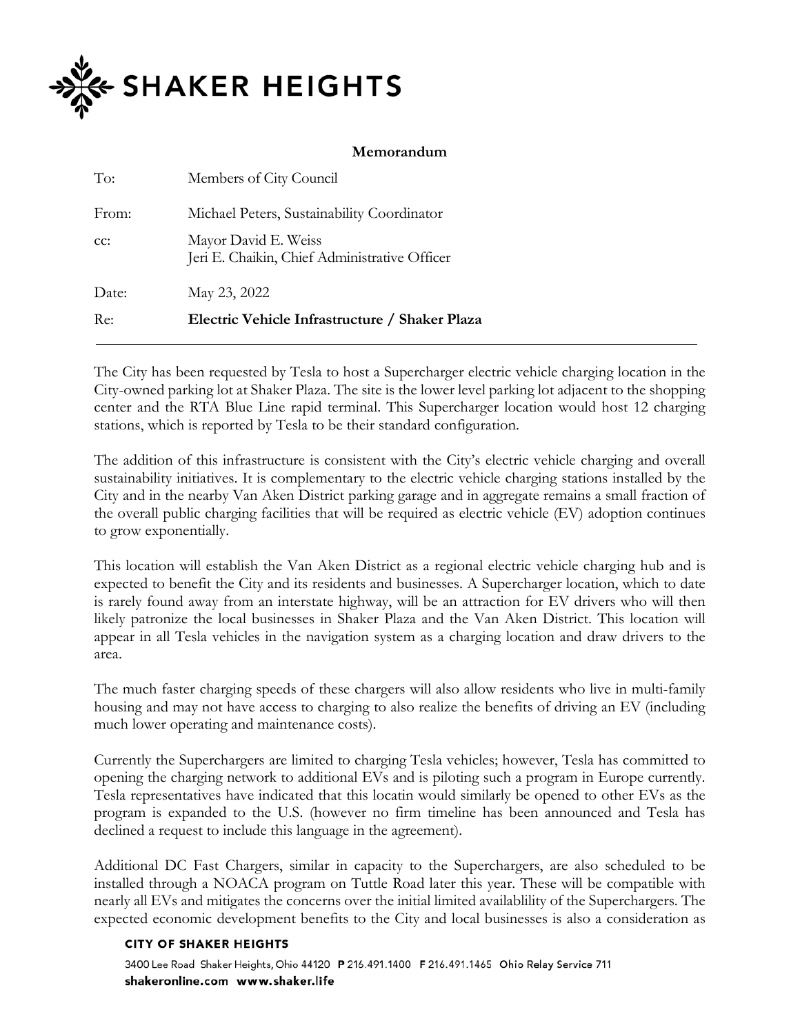SHAKER HEIGHTS

**Memorandum**

| | |
|---|---|
| To: | Members of City Council |
| From: | Michael Peters, Sustainability Coordinator |
| cc: | Mayor David E. Weiss<br>Jeri E. Chaikin, Chief Administrative Officer |
| Date: | May 23, 2022 |
| Re: | **Electric Vehicle Infrastructure / Shaker Plaza** |

The City has been requested by Tesla to host a Supercharger electric vehicle charging location in the City-owned parking lot at Shaker Plaza. The site is the lower level parking lot adjacent to the shopping center and the RTA Blue Line rapid terminal. This Supercharger location would host 12 charging stations, which is reported by Tesla to be their standard configuration.

The addition of this infrastructure is consistent with the City's electric vehicle charging and overall sustainability initiatives. It is complementary to the electric vehicle charging stations installed by the City and in the nearby Van Aken District parking garage and in aggregate remains a small fraction of the overall public charging facilities that will be required as electric vehicle (EV) adoption continues to grow exponentially.

This location will establish the Van Aken District as a regional electric vehicle charging hub and is expected to benefit the City and its residents and businesses. A Supercharger location, which to date is rarely found away from an interstate highway, will be an attraction for EV drivers who will then likely patronize the local businesses in Shaker Plaza and the Van Aken District. This location will appear in all Tesla vehicles in the navigation system as a charging location and draw drivers to the area.

The much faster charging speeds of these chargers will also allow residents who live in multi-family housing and may not have access to charging to also realize the benefits of driving an EV (including much lower operating and maintenance costs).

Currently the Superchargers are limited to charging Tesla vehicles; however, Tesla has committed to opening the charging network to additional EVs and is piloting such a program in Europe currently. Tesla representatives have indicated that this locatin would similarly be opened to other EVs as the program is expanded to the U.S. (however no firm timeline has been announced and Tesla has declined a request to include this language in the agreement).

Additional DC Fast Chargers, similar in capacity to the Superchargers, are also scheduled to be installed through a NOACA program on Tuttle Road later this year. These will be compatible with nearly all EVs and mitigates the concerns over the initial limited availablility of the Superchargers. The expected economic development benefits to the City and local businesses is also a consideration as

**CITY OF SHAKER HEIGHTS**

3400 Lee Road Shaker Heights, Ohio 44120 **P** 216.491.1400 **F** 216.491.1465 **Ohio Relay Service 711**
**shakeronline.com www.shaker.life**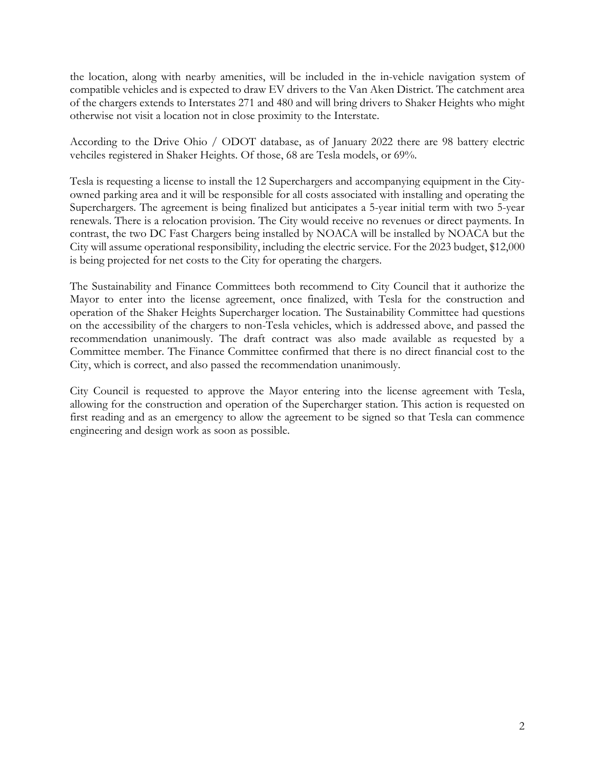the location, along with nearby amenities, will be included in the in-vehicle navigation system of compatible vehicles and is expected to draw EV drivers to the Van Aken District. The catchment area of the chargers extends to Interstates 271 and 480 and will bring drivers to Shaker Heights who might otherwise not visit a location not in close proximity to the Interstate.

According to the Drive Ohio / ODOT database, as of January 2022 there are 98 battery electric vehciles registered in Shaker Heights. Of those, 68 are Tesla models, or 69%.

Tesla is requesting a license to install the 12 Superchargers and accompanying equipment in the City-owned parking area and it will be responsible for all costs associated with installing and operating the Superchargers. The agreement is being finalized but anticipates a 5-year initial term with two 5-year renewals. There is a relocation provision. The City would receive no revenues or direct payments. In contrast, the two DC Fast Chargers being installed by NOACA will be installed by NOACA but the City will assume operational responsibility, including the electric service. For the 2023 budget, $12,000 is being projected for net costs to the City for operating the chargers.

The Sustainability and Finance Committees both recommend to City Council that it authorize the Mayor to enter into the license agreement, once finalized, with Tesla for the construction and operation of the Shaker Heights Supercharger location. The Sustainability Committee had questions on the accessibility of the chargers to non-Tesla vehicles, which is addressed above, and passed the recommendation unanimously. The draft contract was also made available as requested by a Committee member. The Finance Committee confirmed that there is no direct financial cost to the City, which is correct, and also passed the recommendation unanimously.

City Council is requested to approve the Mayor entering into the license agreement with Tesla, allowing for the construction and operation of the Supercharger station. This action is requested on first reading and as an emergency to allow the agreement to be signed so that Tesla can commence engineering and design work as soon as possible.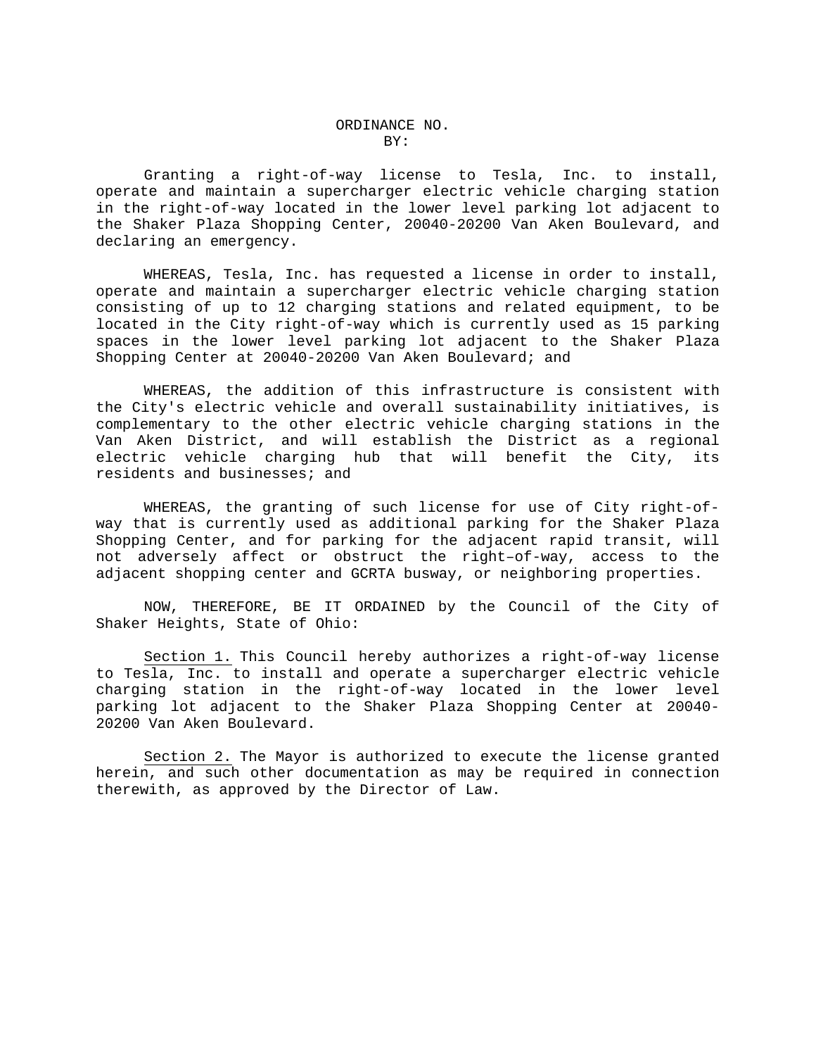ORDINANCE NO.
BY:

Granting a right-of-way license to Tesla, Inc. to install, operate and maintain a supercharger electric vehicle charging station in the right-of-way located in the lower level parking lot adjacent to the Shaker Plaza Shopping Center, 20040-20200 Van Aken Boulevard, and declaring an emergency.

WHEREAS, Tesla, Inc. has requested a license in order to install, operate and maintain a supercharger electric vehicle charging station consisting of up to 12 charging stations and related equipment, to be located in the City right-of-way which is currently used as 15 parking spaces in the lower level parking lot adjacent to the Shaker Plaza Shopping Center at 20040-20200 Van Aken Boulevard; and

WHEREAS, the addition of this infrastructure is consistent with the City's electric vehicle and overall sustainability initiatives, is complementary to the other electric vehicle charging stations in the Van Aken District, and will establish the District as a regional electric vehicle charging hub that will benefit the City, its residents and businesses; and

WHEREAS, the granting of such license for use of City right-of-way that is currently used as additional parking for the Shaker Plaza Shopping Center, and for parking for the adjacent rapid transit, will not adversely affect or obstruct the right–of-way, access to the adjacent shopping center and GCRTA busway, or neighboring properties.

NOW, THEREFORE, BE IT ORDAINED by the Council of the City of Shaker Heights, State of Ohio:

Section 1. This Council hereby authorizes a right-of-way license to Tesla, Inc. to install and operate a supercharger electric vehicle charging station in the right-of-way located in the lower level parking lot adjacent to the Shaker Plaza Shopping Center at 20040-20200 Van Aken Boulevard.

Section 2. The Mayor is authorized to execute the license granted herein, and such other documentation as may be required in connection therewith, as approved by the Director of Law.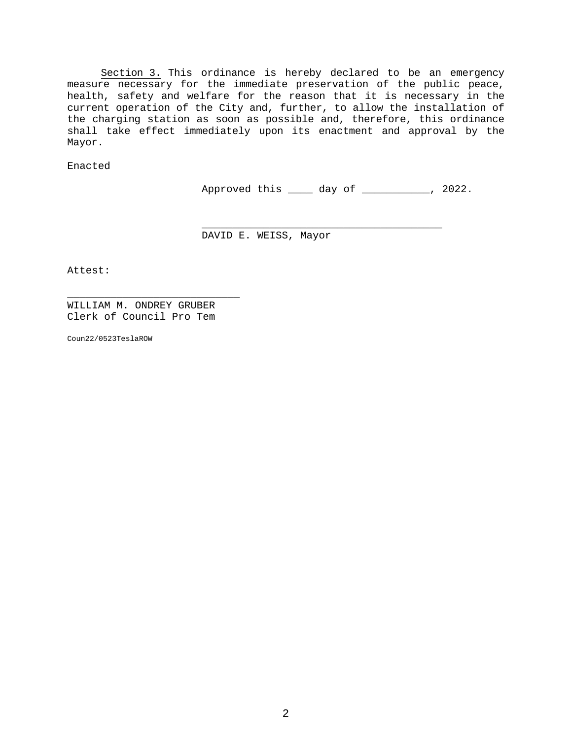Section 3. This ordinance is hereby declared to be an emergency measure necessary for the immediate preservation of the public peace, health, safety and welfare for the reason that it is necessary in the current operation of the City and, further, to allow the installation of the charging station as soon as possible and, therefore, this ordinance shall take effect immediately upon its enactment and approval by the Mayor.

Enacted

Approved this ____ day of ___________, 2022.

________________________________________
DAVID E. WEISS, Mayor

Attest:

____________________________
WILLIAM M. ONDREY GRUBER
Clerk of Council Pro Tem

Coun22/0523TeslaROW